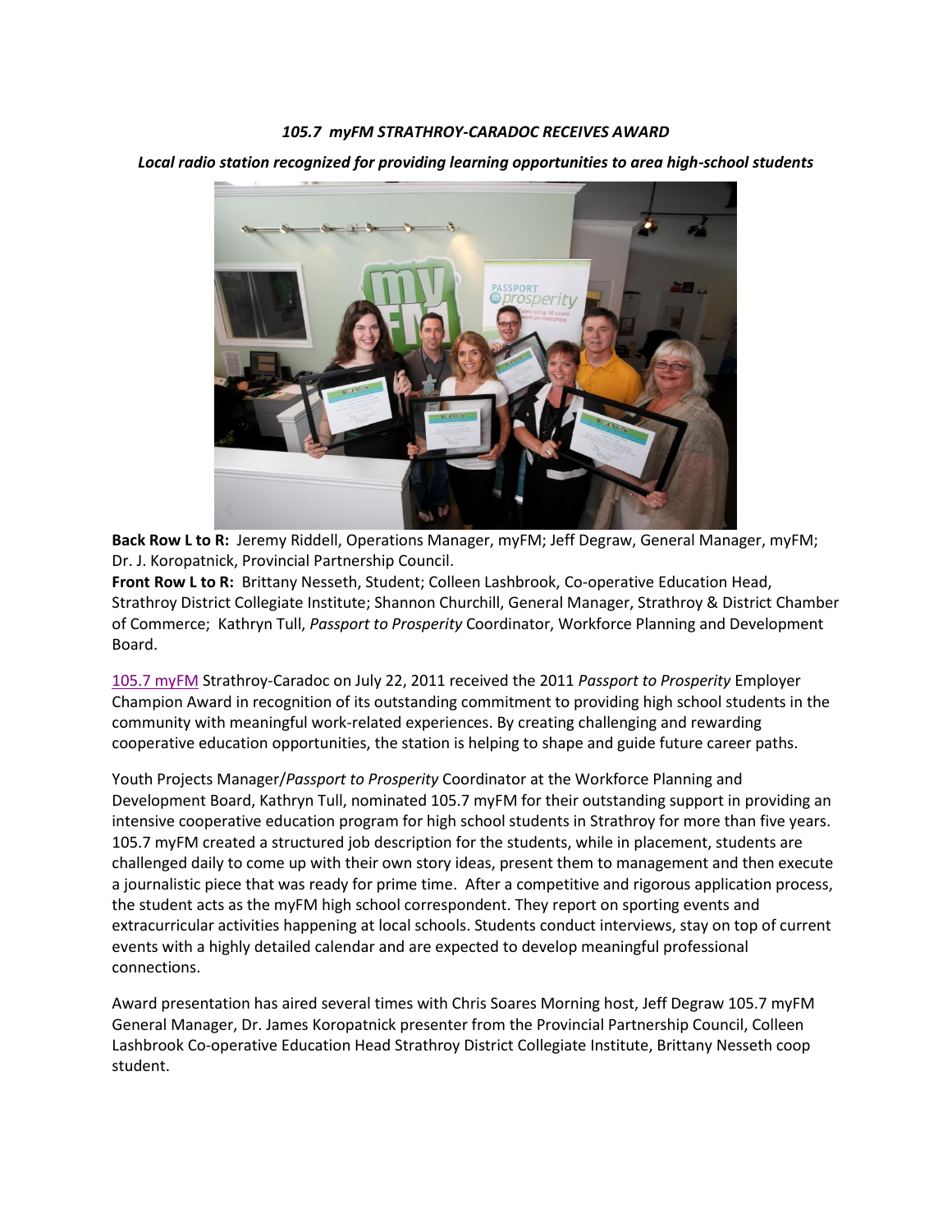***105.7 myFM STRATHROY-CARADOC RECEIVES AWARD***

***Local radio station recognized for providing learning opportunities to area high-school students***

**Back Row L to R:** Jeremy Riddell, Operations Manager, myFM; Jeff Degraw, General Manager, myFM; Dr. J. Koropatnick, Provincial Partnership Council.
**Front Row L to R:** Brittany Nesseth, Student; Colleen Lashbrook, Co-operative Education Head, Strathroy District Collegiate Institute; Shannon Churchill, General Manager, Strathroy & District Chamber of Commerce; Kathryn Tull, *Passport to Prosperity* Coordinator, Workforce Planning and Development Board.

105.7 myFM Strathroy-Caradoc on July 22, 2011 received the 2011 *Passport to Prosperity* Employer Champion Award in recognition of its outstanding commitment to providing high school students in the community with meaningful work-related experiences. By creating challenging and rewarding cooperative education opportunities, the station is helping to shape and guide future career paths.

Youth Projects Manager/*Passport to Prosperity* Coordinator at the Workforce Planning and Development Board, Kathryn Tull, nominated 105.7 myFM for their outstanding support in providing an intensive cooperative education program for high school students in Strathroy for more than five years. 105.7 myFM created a structured job description for the students, while in placement, students are challenged daily to come up with their own story ideas, present them to management and then execute a journalistic piece that was ready for prime time. After a competitive and rigorous application process, the student acts as the myFM high school correspondent. They report on sporting events and extracurricular activities happening at local schools. Students conduct interviews, stay on top of current events with a highly detailed calendar and are expected to develop meaningful professional connections.

Award presentation has aired several times with Chris Soares Morning host, Jeff Degraw 105.7 myFM General Manager, Dr. James Koropatnick presenter from the Provincial Partnership Council, Colleen Lashbrook Co-operative Education Head Strathroy District Collegiate Institute, Brittany Nesseth coop student.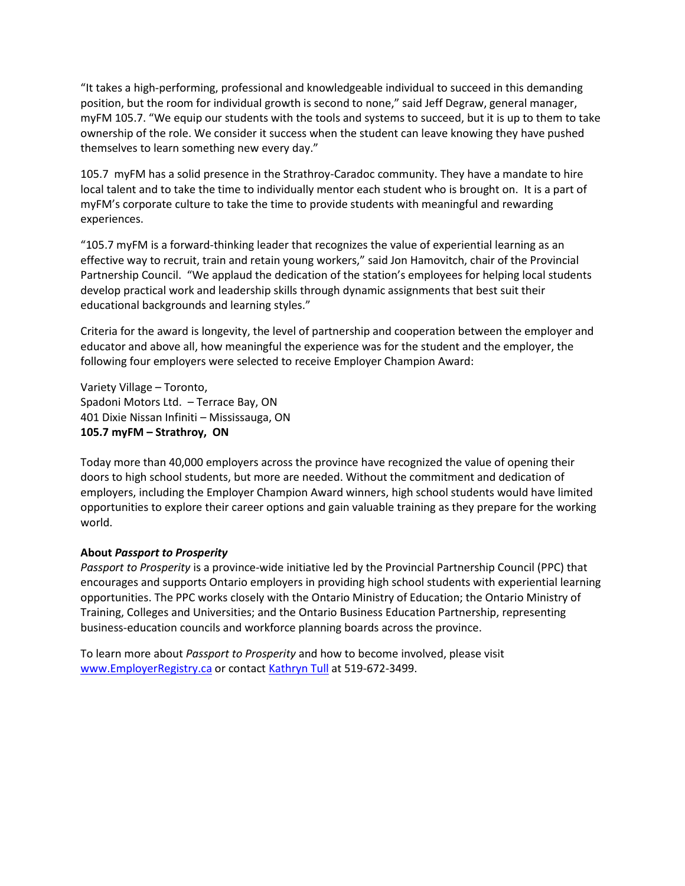"It takes a high-performing, professional and knowledgeable individual to succeed in this demanding position, but the room for individual growth is second to none," said Jeff Degraw, general manager, myFM 105.7. "We equip our students with the tools and systems to succeed, but it is up to them to take ownership of the role. We consider it success when the student can leave knowing they have pushed themselves to learn something new every day."

105.7 myFM has a solid presence in the Strathroy-Caradoc community. They have a mandate to hire local talent and to take the time to individually mentor each student who is brought on. It is a part of myFM's corporate culture to take the time to provide students with meaningful and rewarding experiences.

"105.7 myFM is a forward-thinking leader that recognizes the value of experiential learning as an effective way to recruit, train and retain young workers," said Jon Hamovitch, chair of the Provincial Partnership Council. "We applaud the dedication of the station's employees for helping local students develop practical work and leadership skills through dynamic assignments that best suit their educational backgrounds and learning styles."

Criteria for the award is longevity, the level of partnership and cooperation between the employer and educator and above all, how meaningful the experience was for the student and the employer, the following four employers were selected to receive Employer Champion Award:

Variety Village – Toronto,
Spadoni Motors Ltd. – Terrace Bay, ON
401 Dixie Nissan Infiniti – Mississauga, ON
**105.7 myFM – Strathroy, ON**

Today more than 40,000 employers across the province have recognized the value of opening their doors to high school students, but more are needed. Without the commitment and dedication of employers, including the Employer Champion Award winners, high school students would have limited opportunities to explore their career options and gain valuable training as they prepare for the working world.

**About *Passport to Prosperity***

*Passport to Prosperity* is a province-wide initiative led by the Provincial Partnership Council (PPC) that encourages and supports Ontario employers in providing high school students with experiential learning opportunities. The PPC works closely with the Ontario Ministry of Education; the Ontario Ministry of Training, Colleges and Universities; and the Ontario Business Education Partnership, representing business-education councils and workforce planning boards across the province.

To learn more about *Passport to Prosperity* and how to become involved, please visit www.EmployerRegistry.ca or contact Kathryn Tull at 519-672-3499.